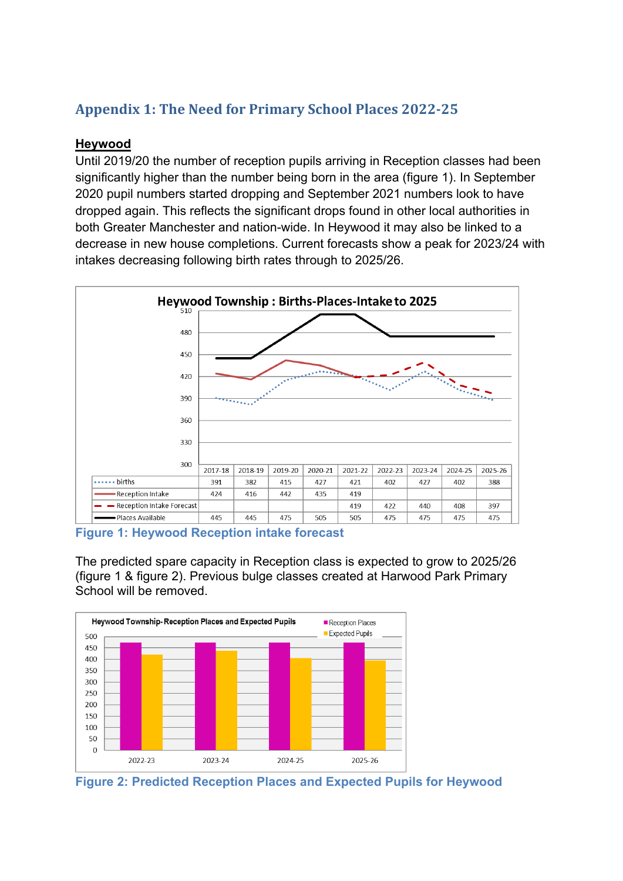## Appendix 1: The Need for Primary School Places 2022-25

### Heywood

Until 2019/20 the number of reception pupils arriving in Reception classes had been significantly higher than the number being born in the area (figure 1). In September 2020 pupil numbers started dropping and September 2021 numbers look to have dropped again. This reflects the significant drops found in other local authorities in both Greater Manchester and nation-wide. In Heywood it may also be linked to a decrease in new house completions. Current forecasts show a peak for 2023/24 with intakes decreasing following birth rates through to 2025/26.

**Heywood Township : Births-Places-Intake to 2025**

| | 2017-18 | 2018-19 | 2019-20 | 2020-21 | 2021-22 | 2022-23 | 2023-24 | 2024-25 | 2025-26 |
|---|---|---|---|---|---|---|---|---|---|
| births | 391 | 382 | 415 | 427 | 421 | 402 | 427 | 402 | 388 |
| Reception Intake | 424 | 416 | 442 | 435 | 419 | | | | |
| Reception Intake Forecast | | | | | 419 | 422 | 440 | 408 | 397 |
| Places Available | 445 | 445 | 475 | 505 | 505 | 475 | 475 | 475 | 475 |

Figure 1: Heywood Reception intake forecast

The predicted spare capacity in Reception class is expected to grow to 2025/26 (figure 1 & figure 2). Previous bulge classes created at Harwood Park Primary School will be removed.

Figure 2: Predicted Reception Places and Expected Pupils for Heywood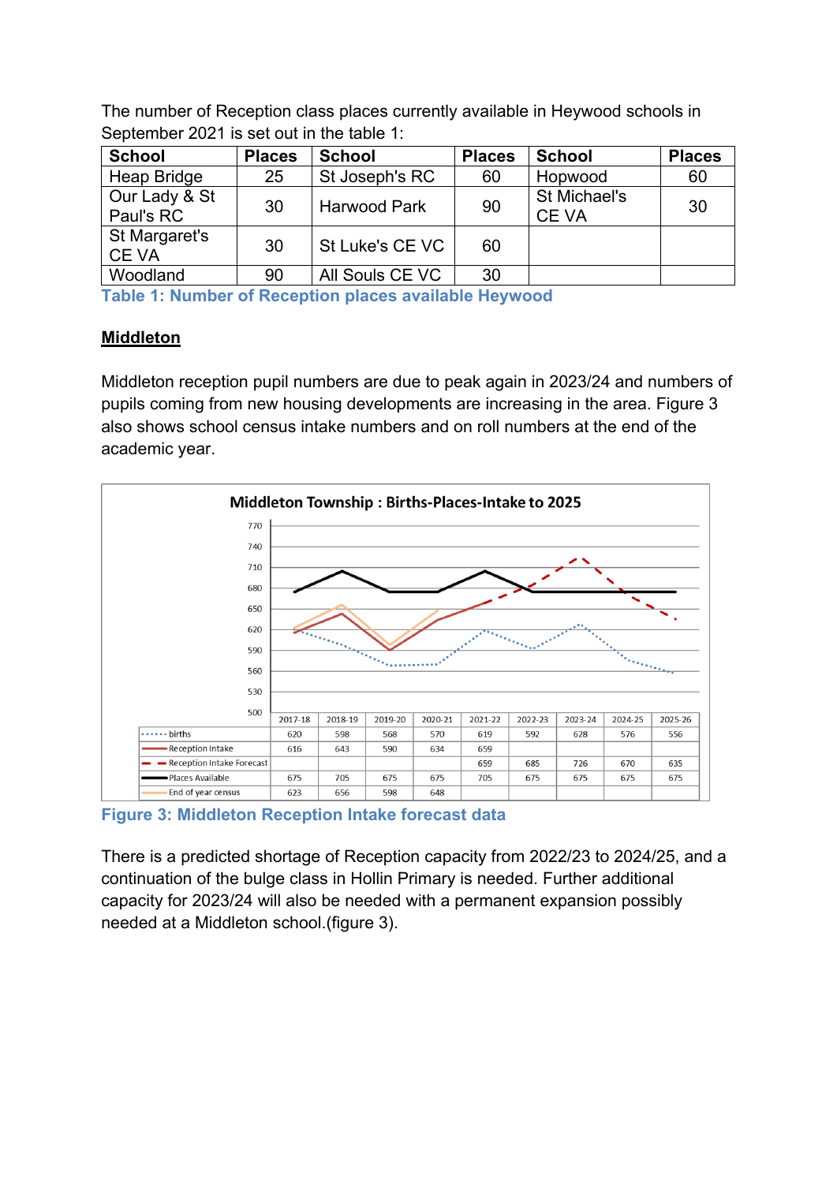The number of Reception class places currently available in Heywood schools in September 2021 is set out in the table 1:

| School | Places | School | Places | School | Places |
|---|---|---|---|---|---|
| Heap Bridge | 25 | St Joseph's RC | 60 | Hopwood | 60 |
| Our Lady & St Paul's RC | 30 | Harwood Park | 90 | St Michael's CE VA | 30 |
| St Margaret's CE VA | 30 | St Luke's CE VC | 60 | | |
| Woodland | 90 | All Souls CE VC | 30 | | |

Table 1: Number of Reception places available Heywood

## Middleton

Middleton reception pupil numbers are due to peak again in 2023/24 and numbers of pupils coming from new housing developments are increasing in the area. Figure 3 also shows school census intake numbers and on roll numbers at the end of the academic year.

**Middleton Township : Births-Places-Intake to 2025**

| | 2017-18 | 2018-19 | 2019-20 | 2020-21 | 2021-22 | 2022-23 | 2023-24 | 2024-25 | 2025-26 |
|---|---|---|---|---|---|---|---|---|---|
| births | 620 | 598 | 568 | 570 | 619 | 592 | 628 | 576 | 556 |
| Reception Intake | 616 | 643 | 590 | 634 | 659 | | | | |
| Reception Intake Forecast | | | | | 659 | 685 | 726 | 670 | 635 |
| Places Available | 675 | 705 | 675 | 675 | 705 | 675 | 675 | 675 | 675 |
| End of year census | 623 | 656 | 598 | 648 | | | | | |

Figure 3: Middleton Reception Intake forecast data

There is a predicted shortage of Reception capacity from 2022/23 to 2024/25, and a continuation of the bulge class in Hollin Primary is needed. Further additional capacity for 2023/24 will also be needed with a permanent expansion possibly needed at a Middleton school.(figure 3).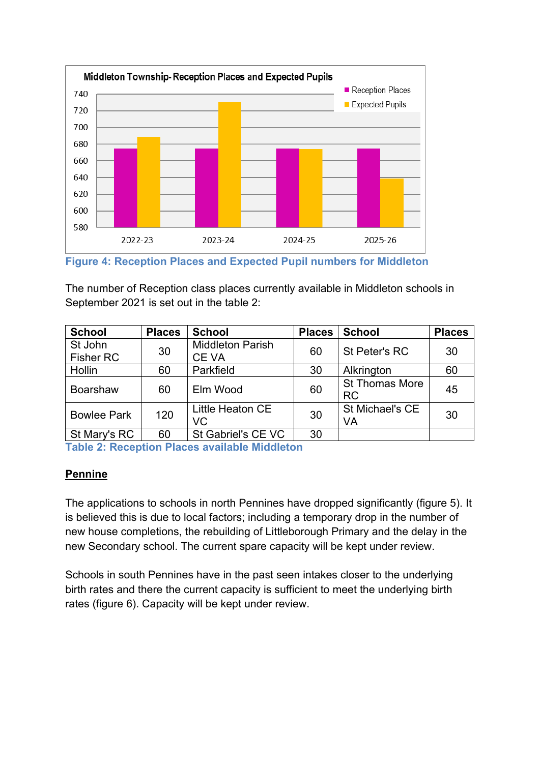Figure 4: Reception Places and Expected Pupil numbers for Middleton

The number of Reception class places currently available in Middleton schools in September 2021 is set out in the table 2:

| School | Places | School | Places | School | Places |
|---|---|---|---|---|---|
| St John Fisher RC | 30 | Middleton Parish CE VA | 60 | St Peter's RC | 30 |
| Hollin | 60 | Parkfield | 30 | Alkrington | 60 |
| Boarshaw | 60 | Elm Wood | 60 | St Thomas More RC | 45 |
| Bowlee Park | 120 | Little Heaton CE VC | 30 | St Michael's CE VA | 30 |
| St Mary's RC | 60 | St Gabriel's CE VC | 30 | | |

Table 2: Reception Places available Middleton

**Pennine**

The applications to schools in north Pennines have dropped significantly (figure 5). It is believed this is due to local factors; including a temporary drop in the number of new house completions, the rebuilding of Littleborough Primary and the delay in the new Secondary school. The current spare capacity will be kept under review.

Schools in south Pennines have in the past seen intakes closer to the underlying birth rates and there the current capacity is sufficient to meet the underlying birth rates (figure 6). Capacity will be kept under review.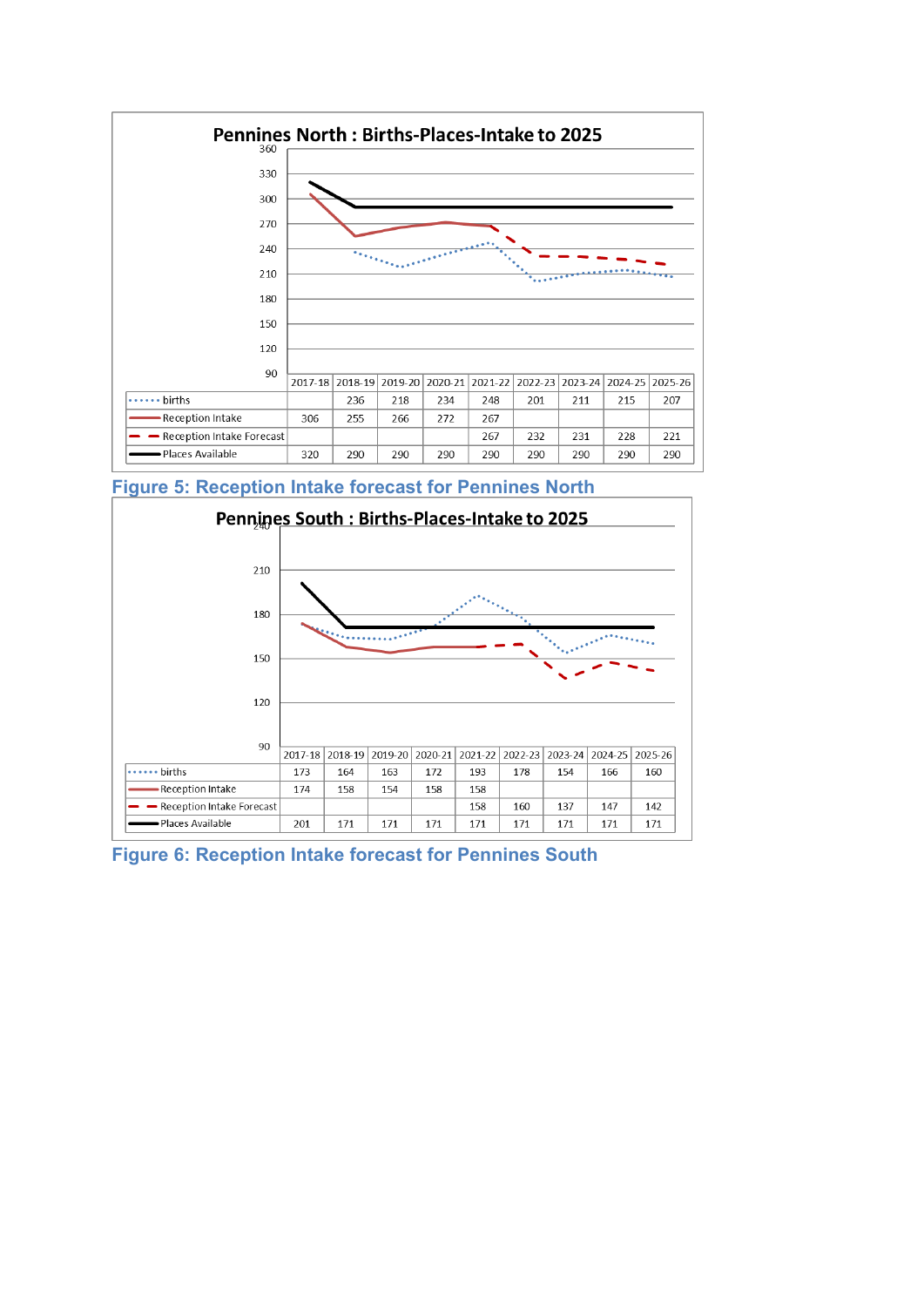## Pennines North : Births-Places-Intake to 2025

| | 2017-18 | 2018-19 | 2019-20 | 2020-21 | 2021-22 | 2022-23 | 2023-24 | 2024-25 | 2025-26 |
|---|---|---|---|---|---|---|---|---|---|
| births | | 236 | 218 | 234 | 248 | 201 | 211 | 215 | 207 |
| Reception Intake | 306 | 255 | 266 | 272 | 267 | | | | |
| Reception Intake Forecast | | | | | 267 | 232 | 231 | 228 | 221 |
| Places Available | 320 | 290 | 290 | 290 | 290 | 290 | 290 | 290 | 290 |

Figure 5: Reception Intake forecast for Pennines North

## Pennines South : Births-Places-Intake to 2025

| | 2017-18 | 2018-19 | 2019-20 | 2020-21 | 2021-22 | 2022-23 | 2023-24 | 2024-25 | 2025-26 |
|---|---|---|---|---|---|---|---|---|---|
| births | 173 | 164 | 163 | 172 | 193 | 178 | 154 | 166 | 160 |
| Reception Intake | 174 | 158 | 154 | 158 | 158 | | | | |
| Reception Intake Forecast | | | | | 158 | 160 | 137 | 147 | 142 |
| Places Available | 201 | 171 | 171 | 171 | 171 | 171 | 171 | 171 | 171 |

Figure 6: Reception Intake forecast for Pennines South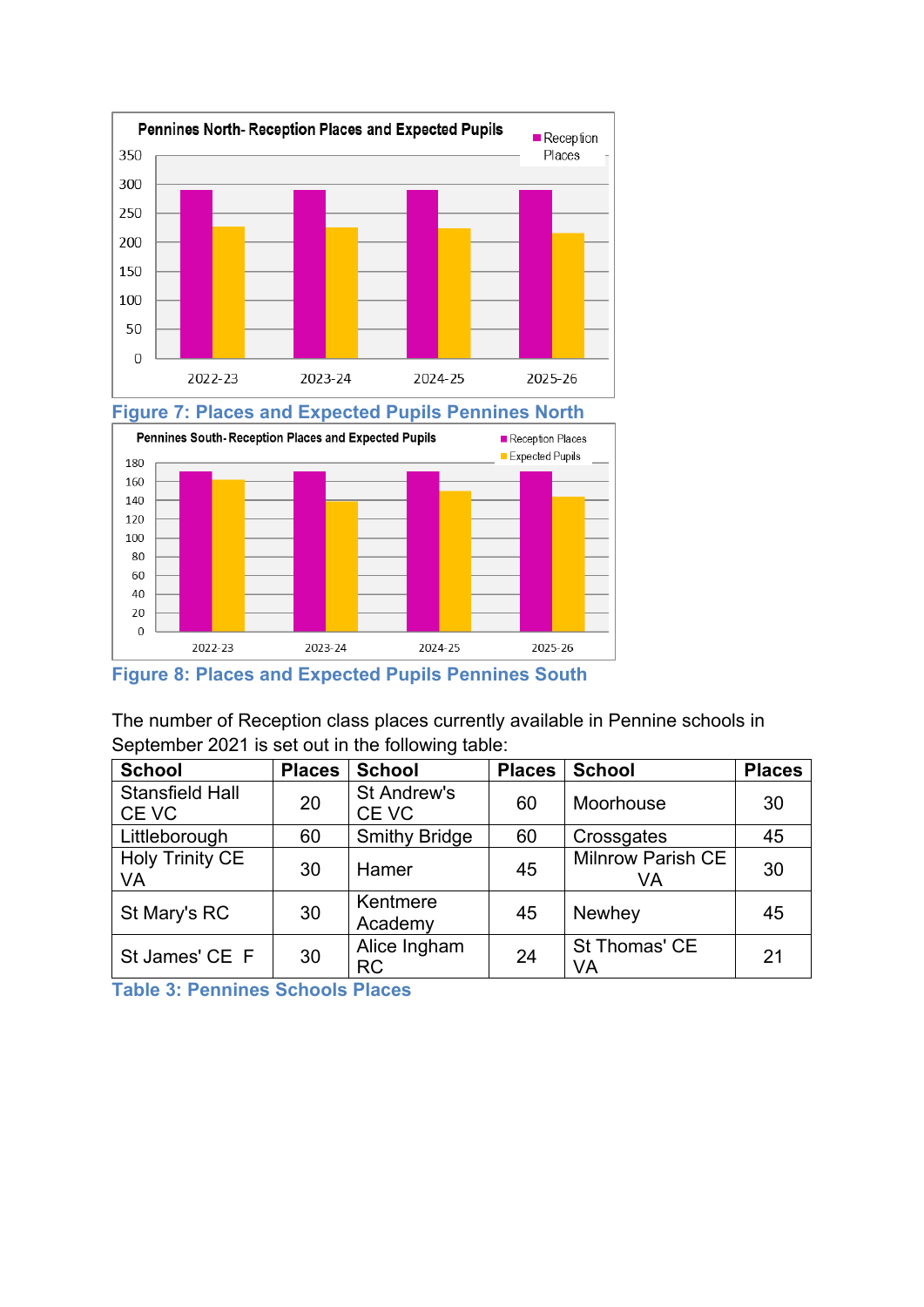Figure 7: Places and Expected Pupils Pennines North

Figure 8: Places and Expected Pupils Pennines South

The number of Reception class places currently available in Pennine schools in September 2021 is set out in the following table:

| School | Places | School | Places | School | Places |
|---|---|---|---|---|---|
| Stansfield Hall CE VC | 20 | St Andrew's CE VC | 60 | Moorhouse | 30 |
| Littleborough | 60 | Smithy Bridge | 60 | Crossgates | 45 |
| Holy Trinity CE VA | 30 | Hamer | 45 | Milnrow Parish CE VA | 30 |
| St Mary's RC | 30 | Kentmere Academy | 45 | Newhey | 45 |
| St James' CE F | 30 | Alice Ingham RC | 24 | St Thomas' CE VA | 21 |

Table 3: Pennines Schools Places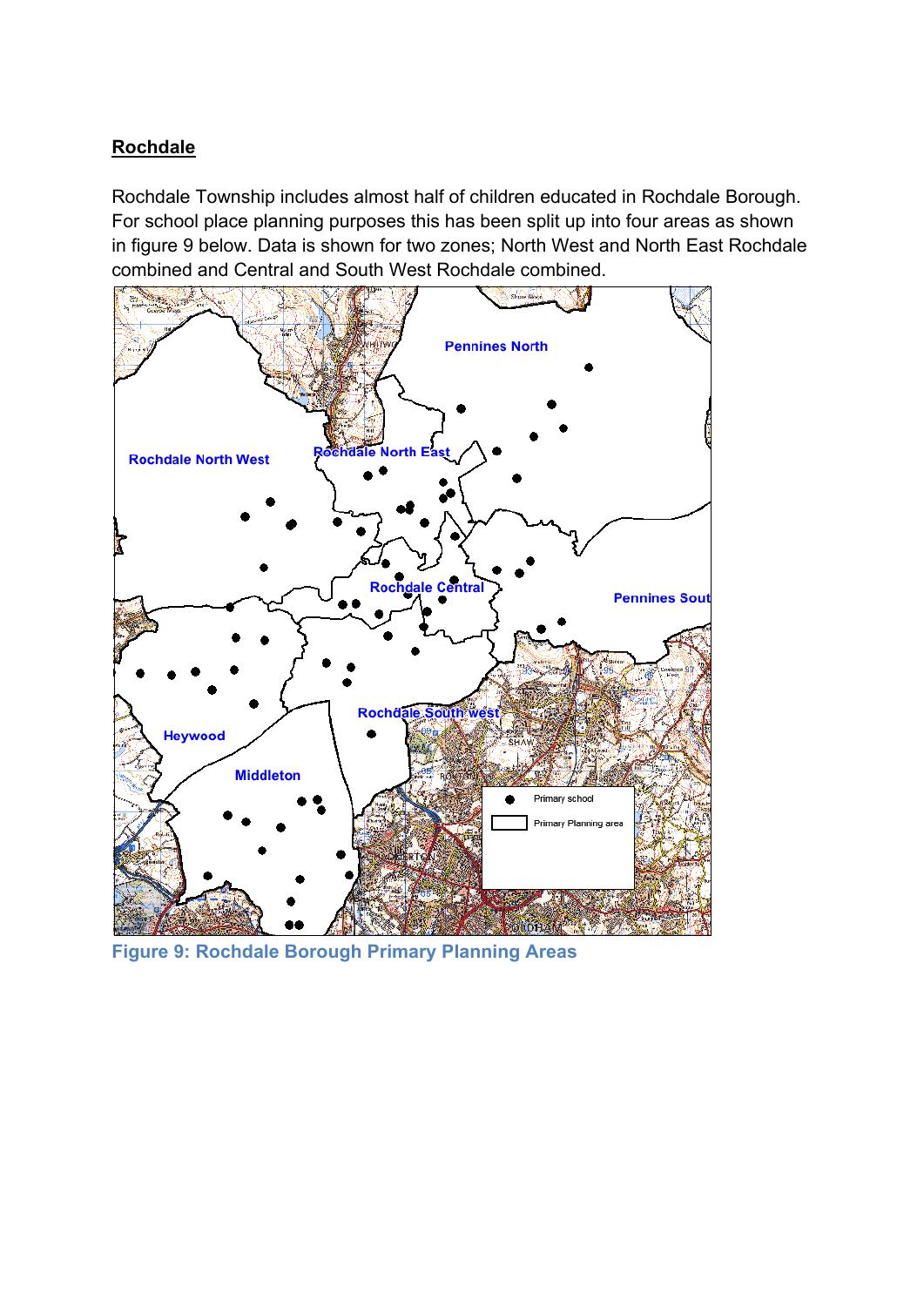## Rochdale

Rochdale Township includes almost half of children educated in Rochdale Borough. For school place planning purposes this has been split up into four areas as shown in figure 9 below. Data is shown for two zones; North West and North East Rochdale combined and Central and South West Rochdale combined.

Figure 9: Rochdale Borough Primary Planning Areas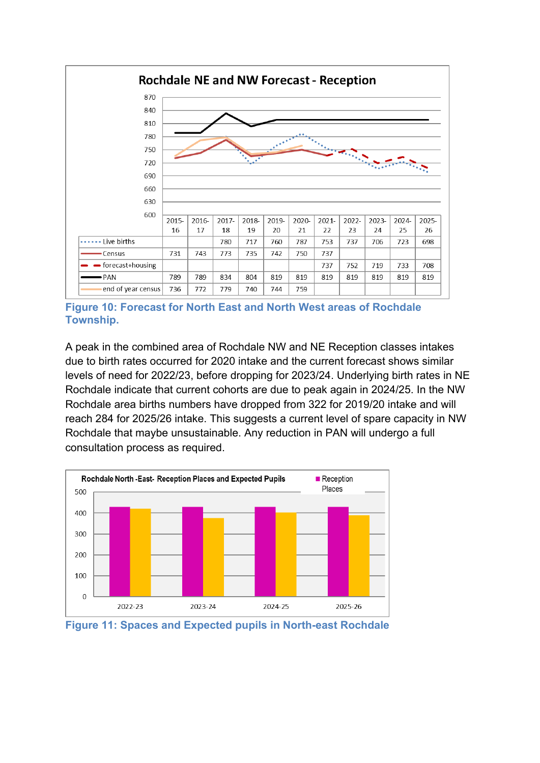**Rochdale NE and NW Forecast - Reception**

| | 2015-16 | 2016-17 | 2017-18 | 2018-19 | 2019-20 | 2020-21 | 2021-22 | 2022-23 | 2023-24 | 2024-25 | 2025-26 |
|---|---|---|---|---|---|---|---|---|---|---|---|
| Live births | | | 780 | 717 | 760 | 787 | 753 | 737 | 706 | 723 | 698 |
| Census | 731 | 743 | 773 | 735 | 742 | 750 | 737 | | | | |
| forecast+housing | | | | | | | 737 | 752 | 719 | 733 | 708 |
| PAN | 789 | 789 | 834 | 804 | 819 | 819 | 819 | 819 | 819 | 819 | 819 |
| end of year census | 736 | 772 | 779 | 740 | 744 | 759 | | | | | |

**Figure 10: Forecast for North East and North West areas of Rochdale Township.**

A peak in the combined area of Rochdale NW and NE Reception classes intakes due to birth rates occurred for 2020 intake and the current forecast shows similar levels of need for 2022/23, before dropping for 2023/24. Underlying birth rates in NE Rochdale indicate that current cohorts are due to peak again in 2024/25. In the NW Rochdale area births numbers have dropped from 322 for 2019/20 intake and will reach 284 for 2025/26 intake. This suggests a current level of spare capacity in NW Rochdale that maybe unsustainable. Any reduction in PAN will undergo a full consultation process as required.

**Figure 11: Spaces and Expected pupils in North-east Rochdale**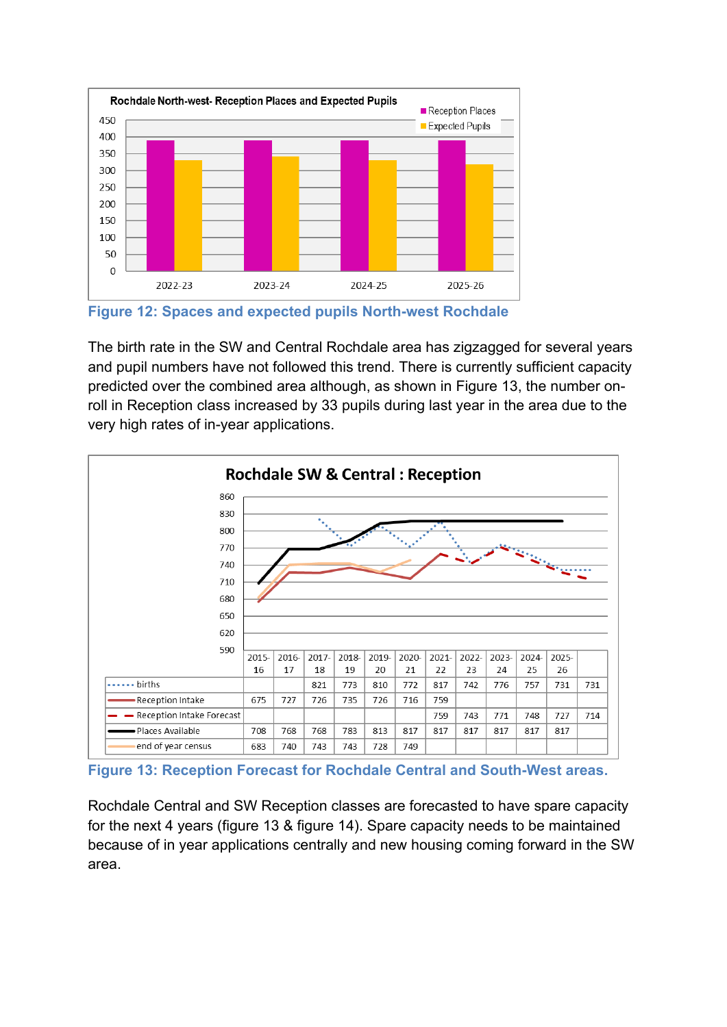**Rochdale North-west- Reception Places and Expected Pupils**

Figure 12: Spaces and expected pupils North-west Rochdale

The birth rate in the SW and Central Rochdale area has zigzagged for several years and pupil numbers have not followed this trend. There is currently sufficient capacity predicted over the combined area although, as shown in Figure 13, the number on-roll in Reception class increased by 33 pupils during last year in the area due to the very high rates of in-year applications.

**Rochdale SW & Central : Reception**

| | 2015-16 | 2016-17 | 2017-18 | 2018-19 | 2019-20 | 2020-21 | 2021-22 | 2022-23 | 2023-24 | 2024-25 | 2025-26 | |
|---|---|---|---|---|---|---|---|---|---|---|---|---|
| births | | | 821 | 773 | 810 | 772 | 817 | 742 | 776 | 757 | 731 | 731 |
| Reception Intake | 675 | 727 | 726 | 735 | 726 | 716 | 759 | | | | | |
| Reception Intake Forecast | | | | | | | 759 | 743 | 771 | 748 | 727 | 714 |
| Places Available | 708 | 768 | 768 | 783 | 813 | 817 | 817 | 817 | 817 | 817 | 817 | |
| end of year census | 683 | 740 | 743 | 743 | 728 | 749 | | | | | | |

Figure 13: Reception Forecast for Rochdale Central and South-West areas.

Rochdale Central and SW Reception classes are forecasted to have spare capacity for the next 4 years (figure 13 & figure 14). Spare capacity needs to be maintained because of in year applications centrally and new housing coming forward in the SW area.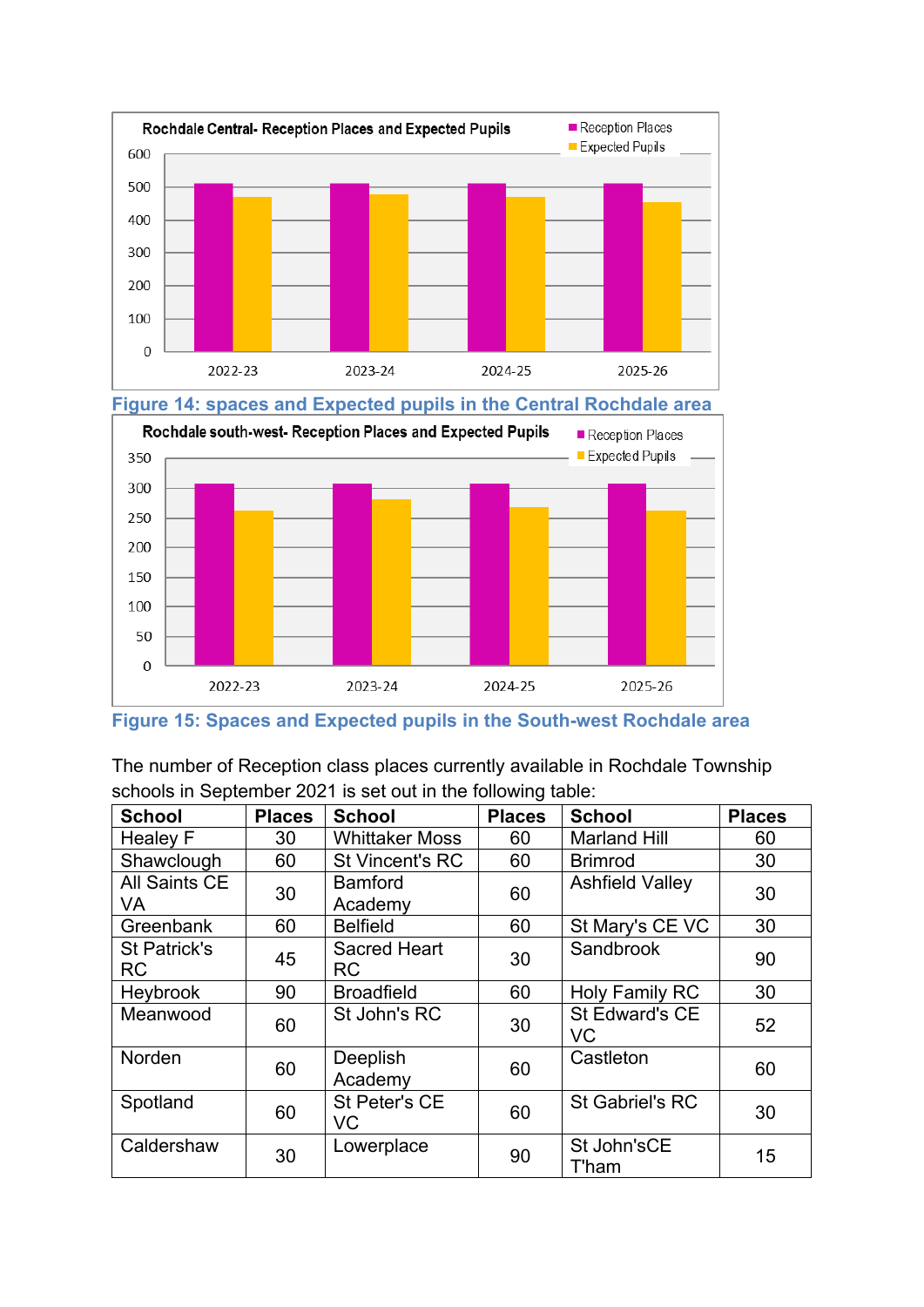Figure 14: spaces and Expected pupils in the Central Rochdale area

Figure 15: Spaces and Expected pupils in the South-west Rochdale area

The number of Reception class places currently available in Rochdale Township schools in September 2021 is set out in the following table:

| School | Places | School | Places | School | Places |
|---|---|---|---|---|---|
| Healey F | 30 | Whittaker Moss | 60 | Marland Hill | 60 |
| Shawclough | 60 | St Vincent's RC | 60 | Brimrod | 30 |
| All Saints CE VA | 30 | Bamford Academy | 60 | Ashfield Valley | 30 |
| Greenbank | 60 | Belfield | 60 | St Mary's CE VC | 30 |
| St Patrick's RC | 45 | Sacred Heart RC | 30 | Sandbrook | 90 |
| Heybrook | 90 | Broadfield | 60 | Holy Family RC | 30 |
| Meanwood | 60 | St John's RC | 30 | St Edward's CE VC | 52 |
| Norden | 60 | Deeplish Academy | 60 | Castleton | 60 |
| Spotland | 60 | St Peter's CE VC | 60 | St Gabriel's RC | 30 |
| Caldershaw | 30 | Lowerplace | 90 | St John'sCE T'ham | 15 |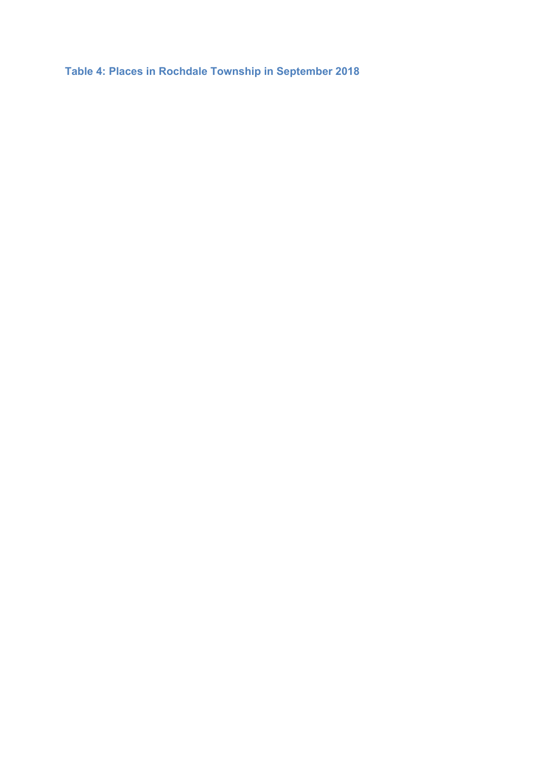**Table 4: Places in Rochdale Township in September 2018**